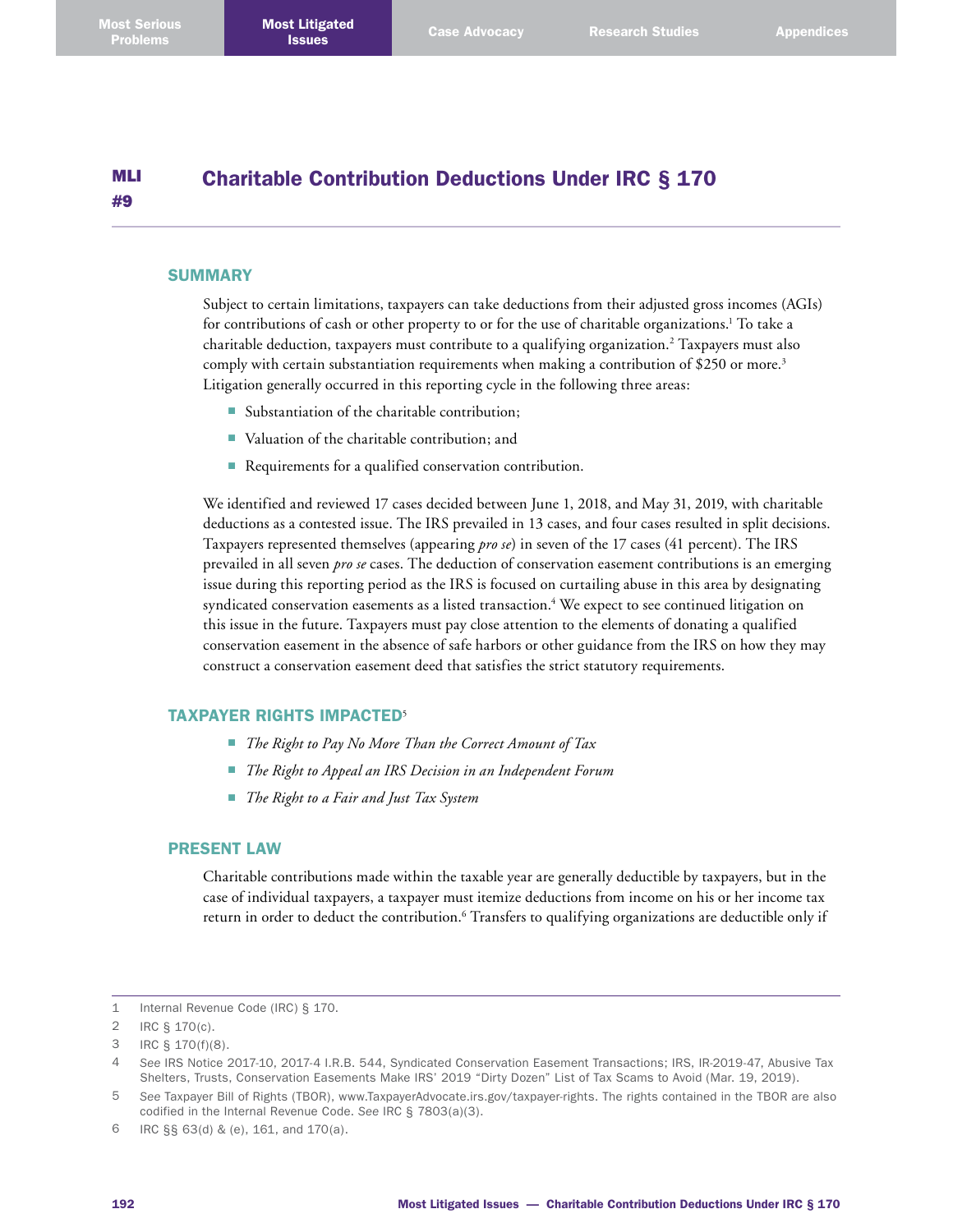# MLI #9 Charitable Contribution Deductions Under IRC § 170

## SUMMARY

Subject to certain limitations, taxpayers can take deductions from their adjusted gross incomes (AGIs) for contributions of cash or other property to or for the use of charitable organizations.[1] To take a charitable deduction, taxpayers must contribute to a qualifying organization.[2] Taxpayers must also comply with certain substantiation requirements when making a contribution of $250 or more.[3] Litigation generally occurred in this reporting cycle in the following three areas:

- Substantiation of the charitable contribution;
- Valuation of the charitable contribution; and
- Requirements for a qualified conservation contribution.

We identified and reviewed 17 cases decided between June 1, 2018, and May 31, 2019, with charitable deductions as a contested issue. The IRS prevailed in 13 cases, and four cases resulted in split decisions. Taxpayers represented themselves (appearing *pro se*) in seven of the 17 cases (41 percent). The IRS prevailed in all seven *pro se* cases. The deduction of conservation easement contributions is an emerging issue during this reporting period as the IRS is focused on curtailing abuse in this area by designating syndicated conservation easements as a listed transaction.[4] We expect to see continued litigation on this issue in the future. Taxpayers must pay close attention to the elements of donating a qualified conservation easement in the absence of safe harbors or other guidance from the IRS on how they may construct a conservation easement deed that satisfies the strict statutory requirements.

## TAXPAYER RIGHTS IMPACTED[5]

- *The Right to Pay No More Than the Correct Amount of Tax*
- *The Right to Appeal an IRS Decision in an Independent Forum*
- *The Right to a Fair and Just Tax System*

## PRESENT LAW

Charitable contributions made within the taxable year are generally deductible by taxpayers, but in the case of individual taxpayers, a taxpayer must itemize deductions from income on his or her income tax return in order to deduct the contribution.[6] Transfers to qualifying organizations are deductible only if

---

1 Internal Revenue Code (IRC) § 170.

2 IRC § 170(c).

3 IRC § 170(f)(8).

4 *See* IRS Notice 2017-10, 2017-4 I.R.B. 544, Syndicated Conservation Easement Transactions; IRS, IR-2019-47, Abusive Tax Shelters, Trusts, Conservation Easements Make IRS' 2019 "Dirty Dozen" List of Tax Scams to Avoid (Mar. 19, 2019).

5 *See* Taxpayer Bill of Rights (TBOR), www.TaxpayerAdvocate.irs.gov/taxpayer-rights. The rights contained in the TBOR are also codified in the Internal Revenue Code. *See* IRC § 7803(a)(3).

6 IRC §§ 63(d) & (e), 161, and 170(a).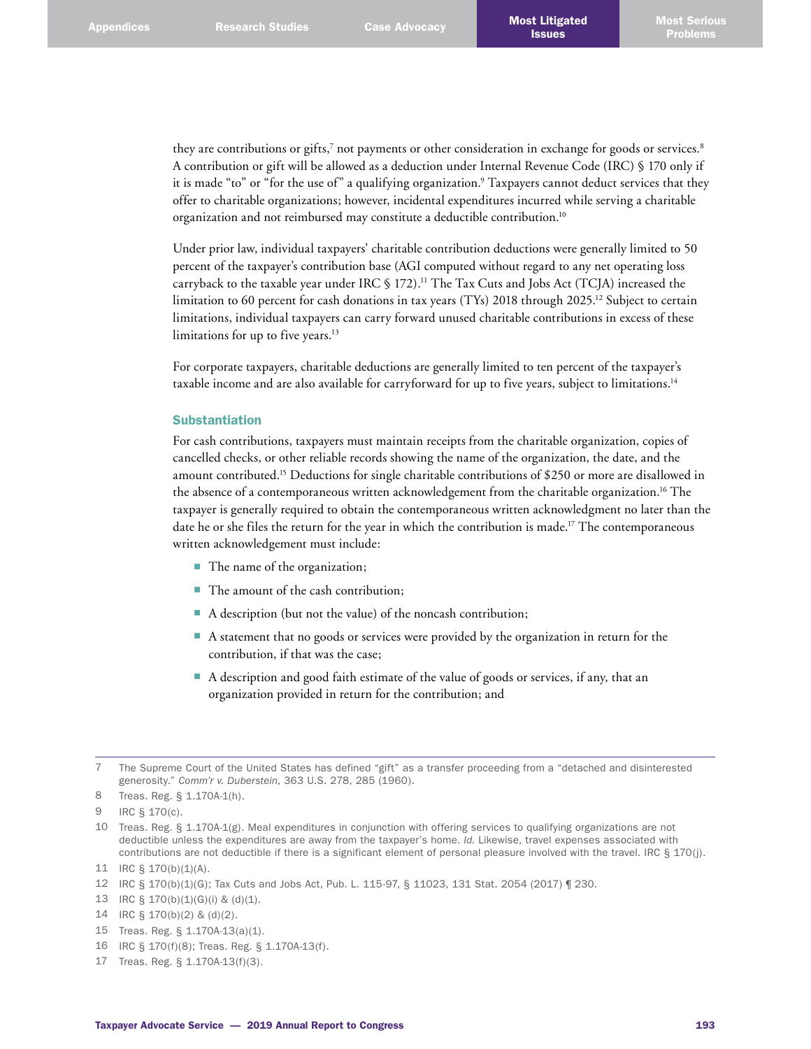they are contributions or gifts,[7] not payments or other consideration in exchange for goods or services.[8] A contribution or gift will be allowed as a deduction under Internal Revenue Code (IRC) § 170 only if it is made "to" or "for the use of" a qualifying organization.[9] Taxpayers cannot deduct services that they offer to charitable organizations; however, incidental expenditures incurred while serving a charitable organization and not reimbursed may constitute a deductible contribution.[10]

Under prior law, individual taxpayers' charitable contribution deductions were generally limited to 50 percent of the taxpayer's contribution base (AGI computed without regard to any net operating loss carryback to the taxable year under IRC § 172).[11] The Tax Cuts and Jobs Act (TCJA) increased the limitation to 60 percent for cash donations in tax years (TYs) 2018 through 2025.[12] Subject to certain limitations, individual taxpayers can carry forward unused charitable contributions in excess of these limitations for up to five years.[13]

For corporate taxpayers, charitable deductions are generally limited to ten percent of the taxpayer's taxable income and are also available for carryforward for up to five years, subject to limitations.[14]

### Substantiation

For cash contributions, taxpayers must maintain receipts from the charitable organization, copies of cancelled checks, or other reliable records showing the name of the organization, the date, and the amount contributed.[15] Deductions for single charitable contributions of $250 or more are disallowed in the absence of a contemporaneous written acknowledgement from the charitable organization.[16] The taxpayer is generally required to obtain the contemporaneous written acknowledgment no later than the date he or she files the return for the year in which the contribution is made.[17] The contemporaneous written acknowledgement must include:

- The name of the organization;
- The amount of the cash contribution;
- A description (but not the value) of the noncash contribution;
- A statement that no goods or services were provided by the organization in return for the contribution, if that was the case;
- A description and good faith estimate of the value of goods or services, if any, that an organization provided in return for the contribution; and

---

7 The Supreme Court of the United States has defined "gift" as a transfer proceeding from a "detached and disinterested generosity." *Comm'r v. Duberstein*, 363 U.S. 278, 285 (1960).

8 Treas. Reg. § 1.170A-1(h).

9 IRC § 170(c).

10 Treas. Reg. § 1.170A-1(g). Meal expenditures in conjunction with offering services to qualifying organizations are not deductible unless the expenditures are away from the taxpayer's home. *Id.* Likewise, travel expenses associated with contributions are not deductible if there is a significant element of personal pleasure involved with the travel. IRC § 170(j).

11 IRC § 170(b)(1)(A).

12 IRC § 170(b)(1)(G); Tax Cuts and Jobs Act, Pub. L. 115-97, § 11023, 131 Stat. 2054 (2017) ¶ 230.

13 IRC § 170(b)(1)(G)(i) & (d)(1).

14 IRC § 170(b)(2) & (d)(2).

15 Treas. Reg. § 1.170A-13(a)(1).

16 IRC § 170(f)(8); Treas. Reg. § 1.170A-13(f).

17 Treas. Reg. § 1.170A-13(f)(3).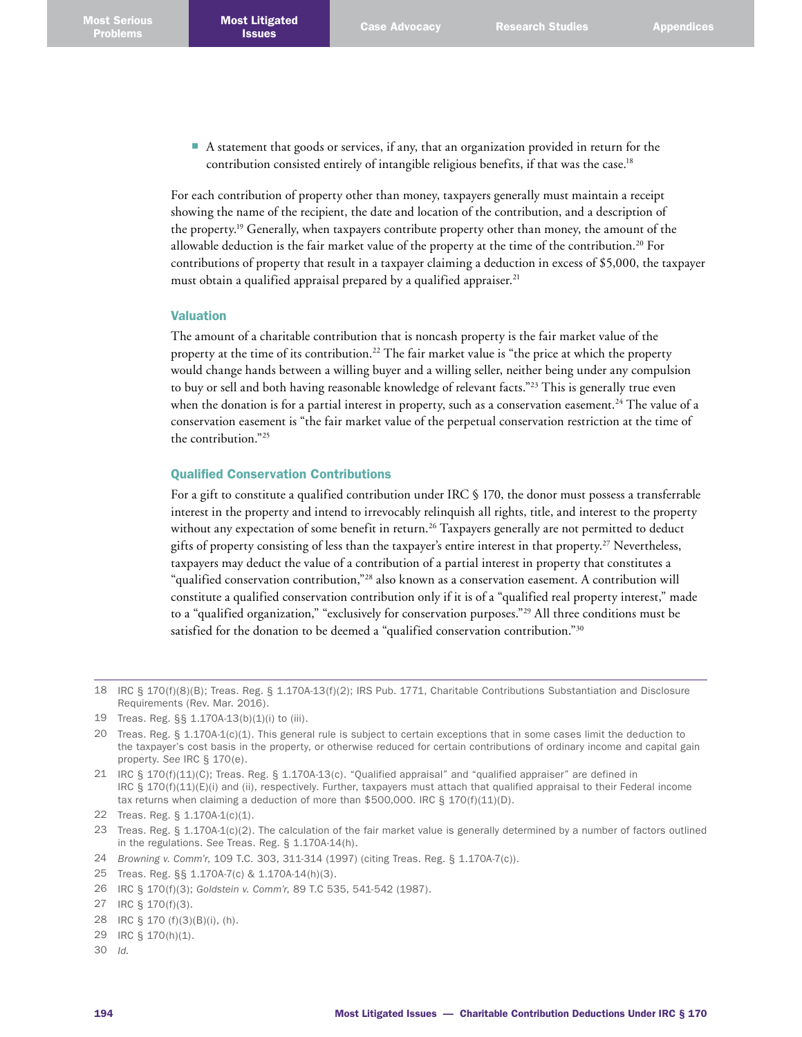- A statement that goods or services, if any, that an organization provided in return for the contribution consisted entirely of intangible religious benefits, if that was the case.[18]

For each contribution of property other than money, taxpayers generally must maintain a receipt showing the name of the recipient, the date and location of the contribution, and a description of the property.[19] Generally, when taxpayers contribute property other than money, the amount of the allowable deduction is the fair market value of the property at the time of the contribution.[20] For contributions of property that result in a taxpayer claiming a deduction in excess of $5,000, the taxpayer must obtain a qualified appraisal prepared by a qualified appraiser.[21]

### Valuation

The amount of a charitable contribution that is noncash property is the fair market value of the property at the time of its contribution.[22] The fair market value is "the price at which the property would change hands between a willing buyer and a willing seller, neither being under any compulsion to buy or sell and both having reasonable knowledge of relevant facts."[23] This is generally true even when the donation is for a partial interest in property, such as a conservation easement.[24] The value of a conservation easement is "the fair market value of the perpetual conservation restriction at the time of the contribution."[25]

### Qualified Conservation Contributions

For a gift to constitute a qualified contribution under IRC § 170, the donor must possess a transferrable interest in the property and intend to irrevocably relinquish all rights, title, and interest to the property without any expectation of some benefit in return.[26] Taxpayers generally are not permitted to deduct gifts of property consisting of less than the taxpayer's entire interest in that property.[27] Nevertheless, taxpayers may deduct the value of a contribution of a partial interest in property that constitutes a "qualified conservation contribution,"[28] also known as a conservation easement. A contribution will constitute a qualified conservation contribution only if it is of a "qualified real property interest," made to a "qualified organization," "exclusively for conservation purposes."[29] All three conditions must be satisfied for the donation to be deemed a "qualified conservation contribution."[30]

---

18 IRC § 170(f)(8)(B); Treas. Reg. § 1.170A-13(f)(2); IRS Pub. 1771, Charitable Contributions Substantiation and Disclosure Requirements (Rev. Mar. 2016).

19 Treas. Reg. §§ 1.170A-13(b)(1)(i) to (iii).

20 Treas. Reg. § 1.170A-1(c)(1). This general rule is subject to certain exceptions that in some cases limit the deduction to the taxpayer's cost basis in the property, or otherwise reduced for certain contributions of ordinary income and capital gain property. *See* IRC § 170(e).

21 IRC § 170(f)(11)(C); Treas. Reg. § 1.170A-13(c). "Qualified appraisal" and "qualified appraiser" are defined in IRC § 170(f)(11)(E)(i) and (ii), respectively. Further, taxpayers must attach that qualified appraisal to their Federal income tax returns when claiming a deduction of more than $500,000. IRC § 170(f)(11)(D).

22 Treas. Reg. § 1.170A-1(c)(1).

23 Treas. Reg. § 1.170A-1(c)(2). The calculation of the fair market value is generally determined by a number of factors outlined in the regulations. *See* Treas. Reg. § 1.170A-14(h).

24 *Browning v. Comm'r*, 109 T.C. 303, 311-314 (1997) (citing Treas. Reg. § 1.170A-7(c)).

25 Treas. Reg. §§ 1.170A-7(c) & 1.170A-14(h)(3).

26 IRC § 170(f)(3); *Goldstein v. Comm'r*, 89 T.C 535, 541-542 (1987).

27 IRC § 170(f)(3).

28 IRC § 170 (f)(3)(B)(i), (h).

29 IRC § 170(h)(1).

30 *Id.*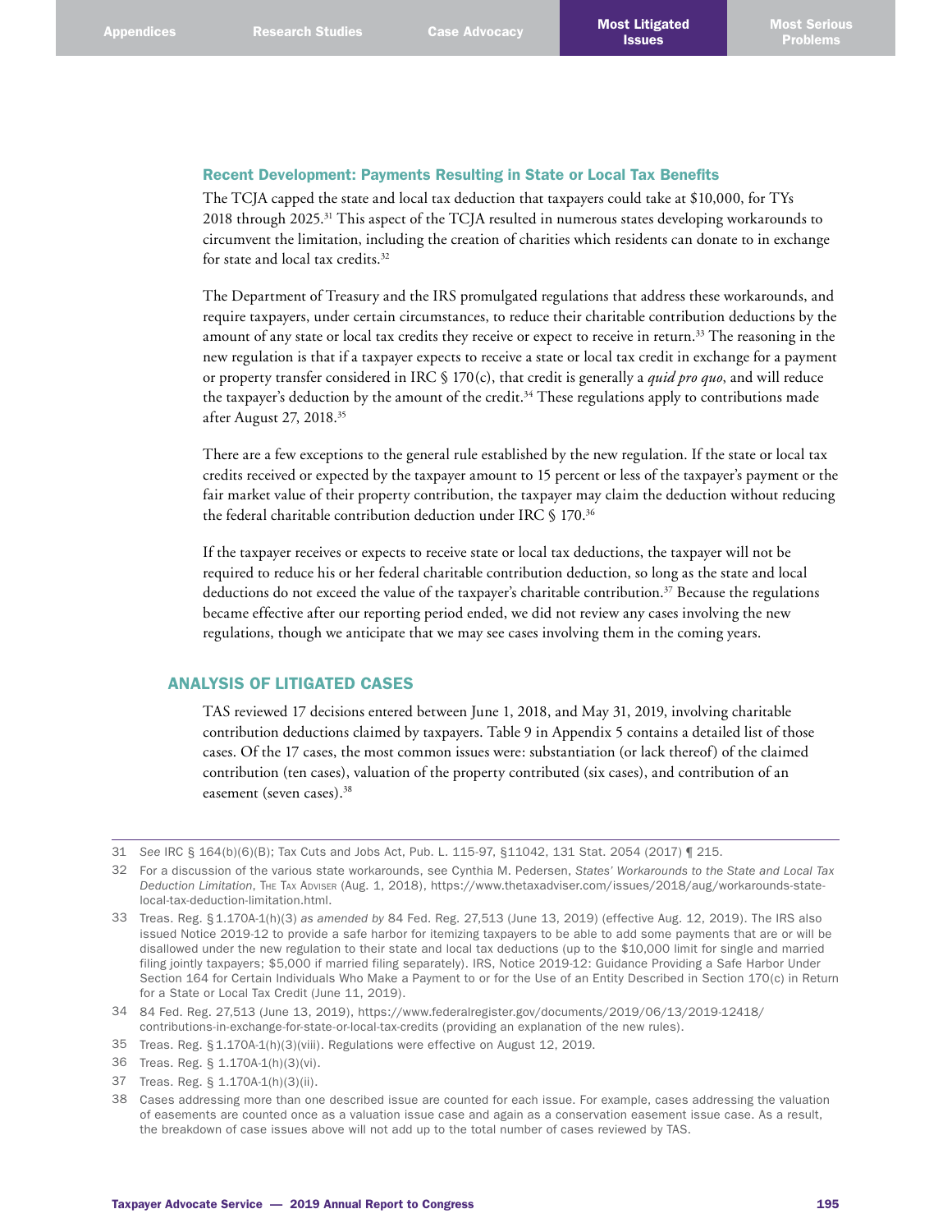### Recent Development: Payments Resulting in State or Local Tax Benefits

The TCJA capped the state and local tax deduction that taxpayers could take at $10,000, for TYs 2018 through 2025.[31] This aspect of the TCJA resulted in numerous states developing workarounds to circumvent the limitation, including the creation of charities which residents can donate to in exchange for state and local tax credits.[32]

The Department of Treasury and the IRS promulgated regulations that address these workarounds, and require taxpayers, under certain circumstances, to reduce their charitable contribution deductions by the amount of any state or local tax credits they receive or expect to receive in return.[33] The reasoning in the new regulation is that if a taxpayer expects to receive a state or local tax credit in exchange for a payment or property transfer considered in IRC § 170(c), that credit is generally a *quid pro quo*, and will reduce the taxpayer's deduction by the amount of the credit.[34] These regulations apply to contributions made after August 27, 2018.[35]

There are a few exceptions to the general rule established by the new regulation. If the state or local tax credits received or expected by the taxpayer amount to 15 percent or less of the taxpayer's payment or the fair market value of their property contribution, the taxpayer may claim the deduction without reducing the federal charitable contribution deduction under IRC § 170.[36]

If the taxpayer receives or expects to receive state or local tax deductions, the taxpayer will not be required to reduce his or her federal charitable contribution deduction, so long as the state and local deductions do not exceed the value of the taxpayer's charitable contribution.[37] Because the regulations became effective after our reporting period ended, we did not review any cases involving the new regulations, though we anticipate that we may see cases involving them in the coming years.

## ANALYSIS OF LITIGATED CASES

TAS reviewed 17 decisions entered between June 1, 2018, and May 31, 2019, involving charitable contribution deductions claimed by taxpayers. Table 9 in Appendix 5 contains a detailed list of those cases. Of the 17 cases, the most common issues were: substantiation (or lack thereof) of the claimed contribution (ten cases), valuation of the property contributed (six cases), and contribution of an easement (seven cases).[38]

---

31 *See* IRC § 164(b)(6)(B); Tax Cuts and Jobs Act, Pub. L. 115-97, §11042, 131 Stat. 2054 (2017) ¶ 215.

32 For a discussion of the various state workarounds, see Cynthia M. Pedersen, *States' Workarounds to the State and Local Tax Deduction Limitation*, The Tax Adviser (Aug. 1, 2018), https://www.thetaxadviser.com/issues/2018/aug/workarounds-state-local-tax-deduction-limitation.html.

33 Treas. Reg. § 1.170A-1(h)(3) *as amended by* 84 Fed. Reg. 27,513 (June 13, 2019) (effective Aug. 12, 2019). The IRS also issued Notice 2019-12 to provide a safe harbor for itemizing taxpayers to be able to add some payments that are or will be disallowed under the new regulation to their state and local tax deductions (up to the $10,000 limit for single and married filing jointly taxpayers; $5,000 if married filing separately). IRS, Notice 2019-12: Guidance Providing a Safe Harbor Under Section 164 for Certain Individuals Who Make a Payment to or for the Use of an Entity Described in Section 170(c) in Return for a State or Local Tax Credit (June 11, 2019).

34 84 Fed. Reg. 27,513 (June 13, 2019), https://www.federalregister.gov/documents/2019/06/13/2019-12418/contributions-in-exchange-for-state-or-local-tax-credits (providing an explanation of the new rules).

35 Treas. Reg. § 1.170A-1(h)(3)(viii). Regulations were effective on August 12, 2019.

36 Treas. Reg. § 1.170A-1(h)(3)(vi).

37 Treas. Reg. § 1.170A-1(h)(3)(ii).

38 Cases addressing more than one described issue are counted for each issue. For example, cases addressing the valuation of easements are counted once as a valuation issue case and again as a conservation easement issue case. As a result, the breakdown of case issues above will not add up to the total number of cases reviewed by TAS.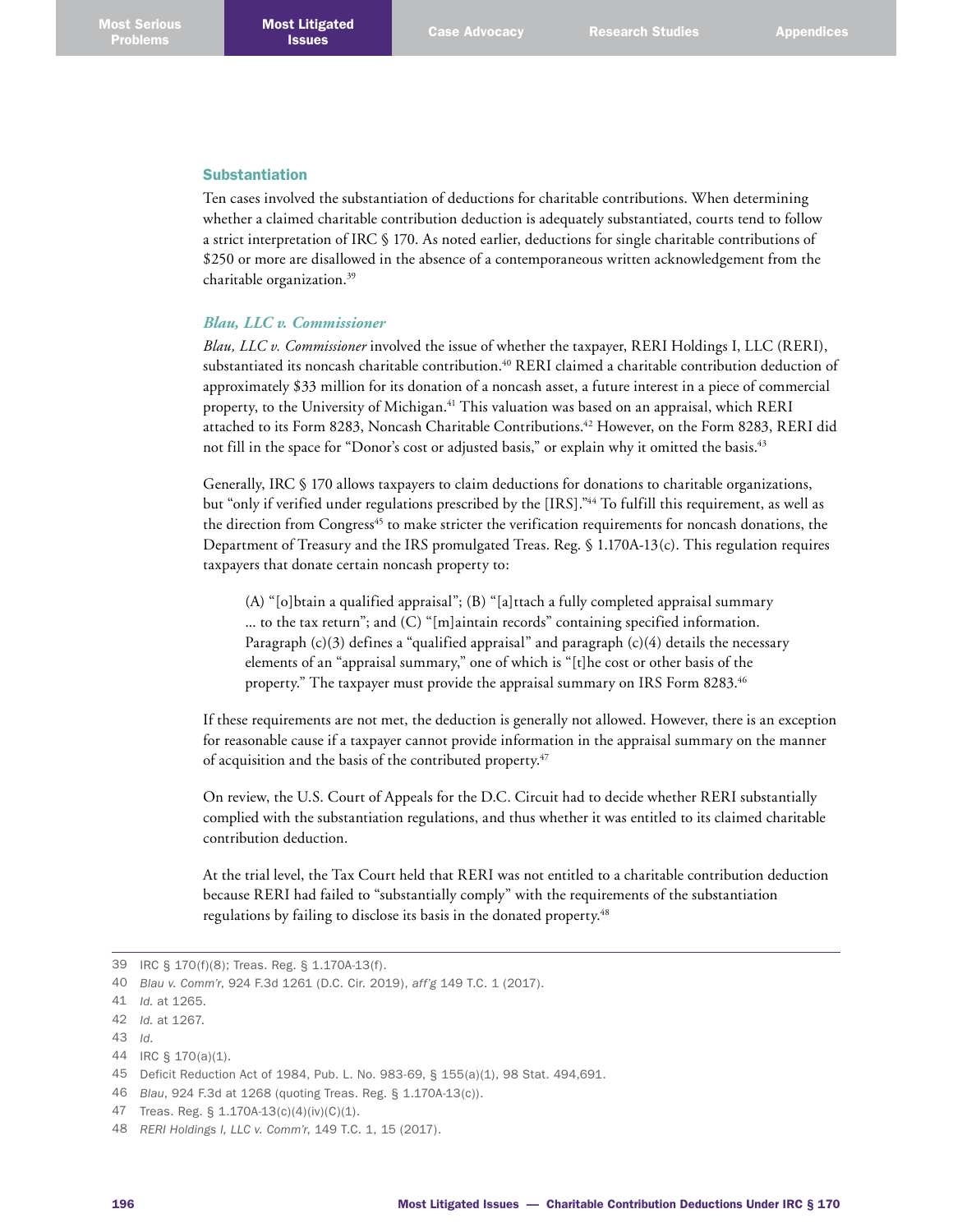### Substantiation

Ten cases involved the substantiation of deductions for charitable contributions. When determining whether a claimed charitable contribution deduction is adequately substantiated, courts tend to follow a strict interpretation of IRC § 170. As noted earlier, deductions for single charitable contributions of $250 or more are disallowed in the absence of a contemporaneous written acknowledgement from the charitable organization.[39]

#### *Blau, LLC v. Commissioner*

*Blau, LLC v. Commissioner* involved the issue of whether the taxpayer, RERI Holdings I, LLC (RERI), substantiated its noncash charitable contribution.[40] RERI claimed a charitable contribution deduction of approximately $33 million for its donation of a noncash asset, a future interest in a piece of commercial property, to the University of Michigan.[41] This valuation was based on an appraisal, which RERI attached to its Form 8283, Noncash Charitable Contributions.[42] However, on the Form 8283, RERI did not fill in the space for "Donor's cost or adjusted basis," or explain why it omitted the basis.[43]

Generally, IRC § 170 allows taxpayers to claim deductions for donations to charitable organizations, but "only if verified under regulations prescribed by the [IRS]."[44] To fulfill this requirement, as well as the direction from Congress[45] to make stricter the verification requirements for noncash donations, the Department of Treasury and the IRS promulgated Treas. Reg. § 1.170A-13(c). This regulation requires taxpayers that donate certain noncash property to:

> (A) "[o]btain a qualified appraisal"; (B) "[a]ttach a fully completed appraisal summary ... to the tax return"; and (C) "[m]aintain records" containing specified information. Paragraph (c)(3) defines a "qualified appraisal" and paragraph (c)(4) details the necessary elements of an "appraisal summary," one of which is "[t]he cost or other basis of the property." The taxpayer must provide the appraisal summary on IRS Form 8283.[46]

If these requirements are not met, the deduction is generally not allowed. However, there is an exception for reasonable cause if a taxpayer cannot provide information in the appraisal summary on the manner of acquisition and the basis of the contributed property.[47]

On review, the U.S. Court of Appeals for the D.C. Circuit had to decide whether RERI substantially complied with the substantiation regulations, and thus whether it was entitled to its claimed charitable contribution deduction.

At the trial level, the Tax Court held that RERI was not entitled to a charitable contribution deduction because RERI had failed to "substantially comply" with the requirements of the substantiation regulations by failing to disclose its basis in the donated property.[48]

---

39 IRC § 170(f)(8); Treas. Reg. § 1.170A-13(f).

40 *Blau v. Comm'r*, 924 F.3d 1261 (D.C. Cir. 2019), *aff'g* 149 T.C. 1 (2017).

41 *Id.* at 1265.

42 *Id.* at 1267.

43 *Id.*

44 IRC § 170(a)(1).

45 Deficit Reduction Act of 1984, Pub. L. No. 983-69, § 155(a)(1), 98 Stat. 494,691.

46 *Blau*, 924 F.3d at 1268 (quoting Treas. Reg. § 1.170A-13(c)).

47 Treas. Reg. § 1.170A-13(c)(4)(iv)(C)(1).

48 *RERI Holdings I, LLC v. Comm'r*, 149 T.C. 1, 15 (2017).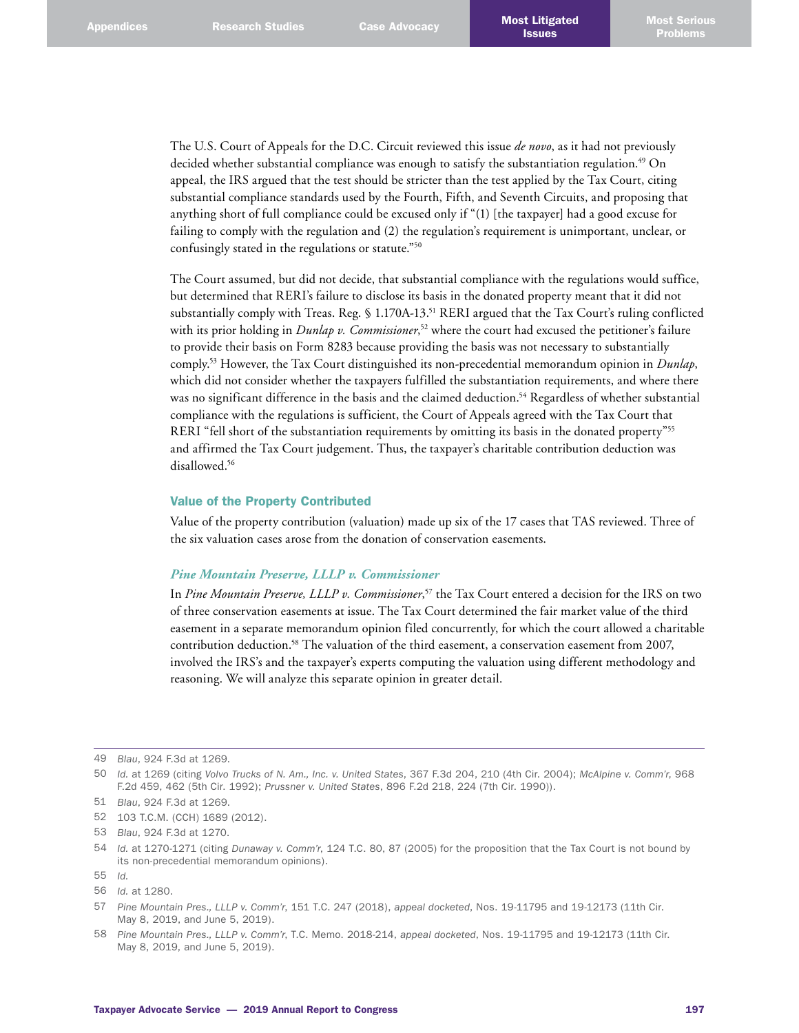The U.S. Court of Appeals for the D.C. Circuit reviewed this issue *de novo*, as it had not previously decided whether substantial compliance was enough to satisfy the substantiation regulation.[49] On appeal, the IRS argued that the test should be stricter than the test applied by the Tax Court, citing substantial compliance standards used by the Fourth, Fifth, and Seventh Circuits, and proposing that anything short of full compliance could be excused only if "(1) [the taxpayer] had a good excuse for failing to comply with the regulation and (2) the regulation's requirement is unimportant, unclear, or confusingly stated in the regulations or statute."[50]

The Court assumed, but did not decide, that substantial compliance with the regulations would suffice, but determined that RERI's failure to disclose its basis in the donated property meant that it did not substantially comply with Treas. Reg. § 1.170A-13.[51] RERI argued that the Tax Court's ruling conflicted with its prior holding in *Dunlap v. Commissioner*,[52] where the court had excused the petitioner's failure to provide their basis on Form 8283 because providing the basis was not necessary to substantially comply.[53] However, the Tax Court distinguished its non-precedential memorandum opinion in *Dunlap*, which did not consider whether the taxpayers fulfilled the substantiation requirements, and where there was no significant difference in the basis and the claimed deduction.[54] Regardless of whether substantial compliance with the regulations is sufficient, the Court of Appeals agreed with the Tax Court that RERI "fell short of the substantiation requirements by omitting its basis in the donated property"[55] and affirmed the Tax Court judgement. Thus, the taxpayer's charitable contribution deduction was disallowed.[56]

### Value of the Property Contributed

Value of the property contribution (valuation) made up six of the 17 cases that TAS reviewed. Three of the six valuation cases arose from the donation of conservation easements.

#### *Pine Mountain Preserve, LLLP v. Commissioner*

In *Pine Mountain Preserve, LLLP v. Commissioner*,[57] the Tax Court entered a decision for the IRS on two of three conservation easements at issue. The Tax Court determined the fair market value of the third easement in a separate memorandum opinion filed concurrently, for which the court allowed a charitable contribution deduction.[58] The valuation of the third easement, a conservation easement from 2007, involved the IRS's and the taxpayer's experts computing the valuation using different methodology and reasoning. We will analyze this separate opinion in greater detail.

---

49 *Blau*, 924 F.3d at 1269.

50 *Id.* at 1269 (citing *Volvo Trucks of N. Am., Inc. v. United States*, 367 F.3d 204, 210 (4th Cir. 2004); *McAlpine v. Comm'r*, 968 F.2d 459, 462 (5th Cir. 1992); *Prussner v. United States*, 896 F.2d 218, 224 (7th Cir. 1990)).

51 *Blau*, 924 F.3d at 1269.

52 103 T.C.M. (CCH) 1689 (2012).

53 *Blau*, 924 F.3d at 1270.

54 *Id.* at 1270-1271 (citing *Dunaway v. Comm'r*, 124 T.C. 80, 87 (2005) for the proposition that the Tax Court is not bound by its non-precedential memorandum opinions).

55 *Id.*

56 *Id.* at 1280.

57 *Pine Mountain Pres., LLLP v. Comm'r*, 151 T.C. 247 (2018), *appeal docketed*, Nos. 19-11795 and 19-12173 (11th Cir. May 8, 2019, and June 5, 2019).

58 *Pine Mountain Pres., LLLP v. Comm'r*, T.C. Memo. 2018-214, *appeal docketed*, Nos. 19-11795 and 19-12173 (11th Cir. May 8, 2019, and June 5, 2019).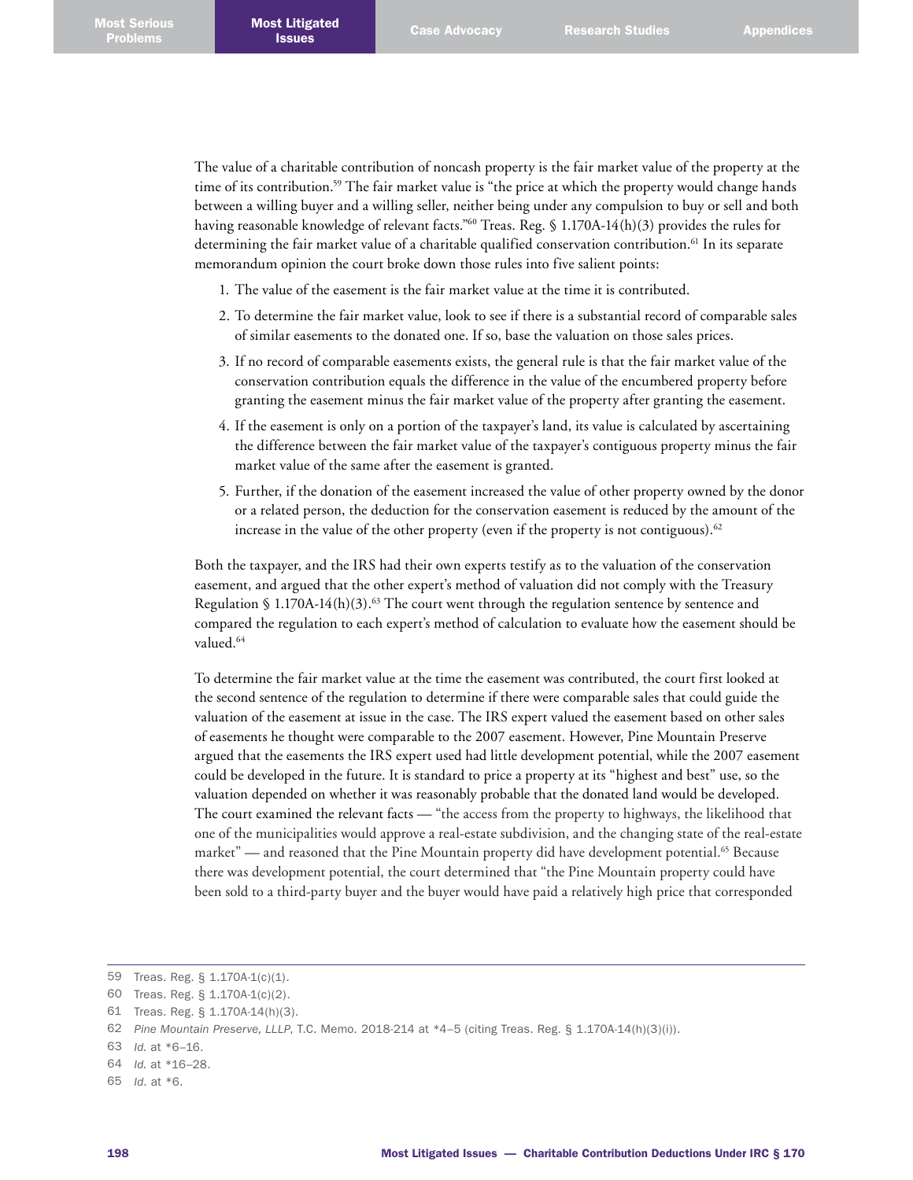The value of a charitable contribution of noncash property is the fair market value of the property at the time of its contribution.[59] The fair market value is "the price at which the property would change hands between a willing buyer and a willing seller, neither being under any compulsion to buy or sell and both having reasonable knowledge of relevant facts."[60] Treas. Reg. § 1.170A-14(h)(3) provides the rules for determining the fair market value of a charitable qualified conservation contribution.[61] In its separate memorandum opinion the court broke down those rules into five salient points:

1. The value of the easement is the fair market value at the time it is contributed.
2. To determine the fair market value, look to see if there is a substantial record of comparable sales of similar easements to the donated one. If so, base the valuation on those sales prices.
3. If no record of comparable easements exists, the general rule is that the fair market value of the conservation contribution equals the difference in the value of the encumbered property before granting the easement minus the fair market value of the property after granting the easement.
4. If the easement is only on a portion of the taxpayer's land, its value is calculated by ascertaining the difference between the fair market value of the taxpayer's contiguous property minus the fair market value of the same after the easement is granted.
5. Further, if the donation of the easement increased the value of other property owned by the donor or a related person, the deduction for the conservation easement is reduced by the amount of the increase in the value of the other property (even if the property is not contiguous).[62]

Both the taxpayer, and the IRS had their own experts testify as to the valuation of the conservation easement, and argued that the other expert's method of valuation did not comply with the Treasury Regulation § 1.170A-14(h)(3).[63] The court went through the regulation sentence by sentence and compared the regulation to each expert's method of calculation to evaluate how the easement should be valued.[64]

To determine the fair market value at the time the easement was contributed, the court first looked at the second sentence of the regulation to determine if there were comparable sales that could guide the valuation of the easement at issue in the case. The IRS expert valued the easement based on other sales of easements he thought were comparable to the 2007 easement. However, Pine Mountain Preserve argued that the easements the IRS expert used had little development potential, while the 2007 easement could be developed in the future. It is standard to price a property at its "highest and best" use, so the valuation depended on whether it was reasonably probable that the donated land would be developed. The court examined the relevant facts — "the access from the property to highways, the likelihood that one of the municipalities would approve a real-estate subdivision, and the changing state of the real-estate market" — and reasoned that the Pine Mountain property did have development potential.[65] Because there was development potential, the court determined that "the Pine Mountain property could have been sold to a third-party buyer and the buyer would have paid a relatively high price that corresponded

---

59 Treas. Reg. § 1.170A-1(c)(1).

60 Treas. Reg. § 1.170A-1(c)(2).

61 Treas. Reg. § 1.170A-14(h)(3).

62 *Pine Mountain Preserve, LLLP*, T.C. Memo. 2018-214 at *4–5 (citing Treas. Reg. § 1.170A-14(h)(3)(i)).

63 *Id.* at *6–16.

64 *Id.* at *16–28.

65 *Id.* at *6.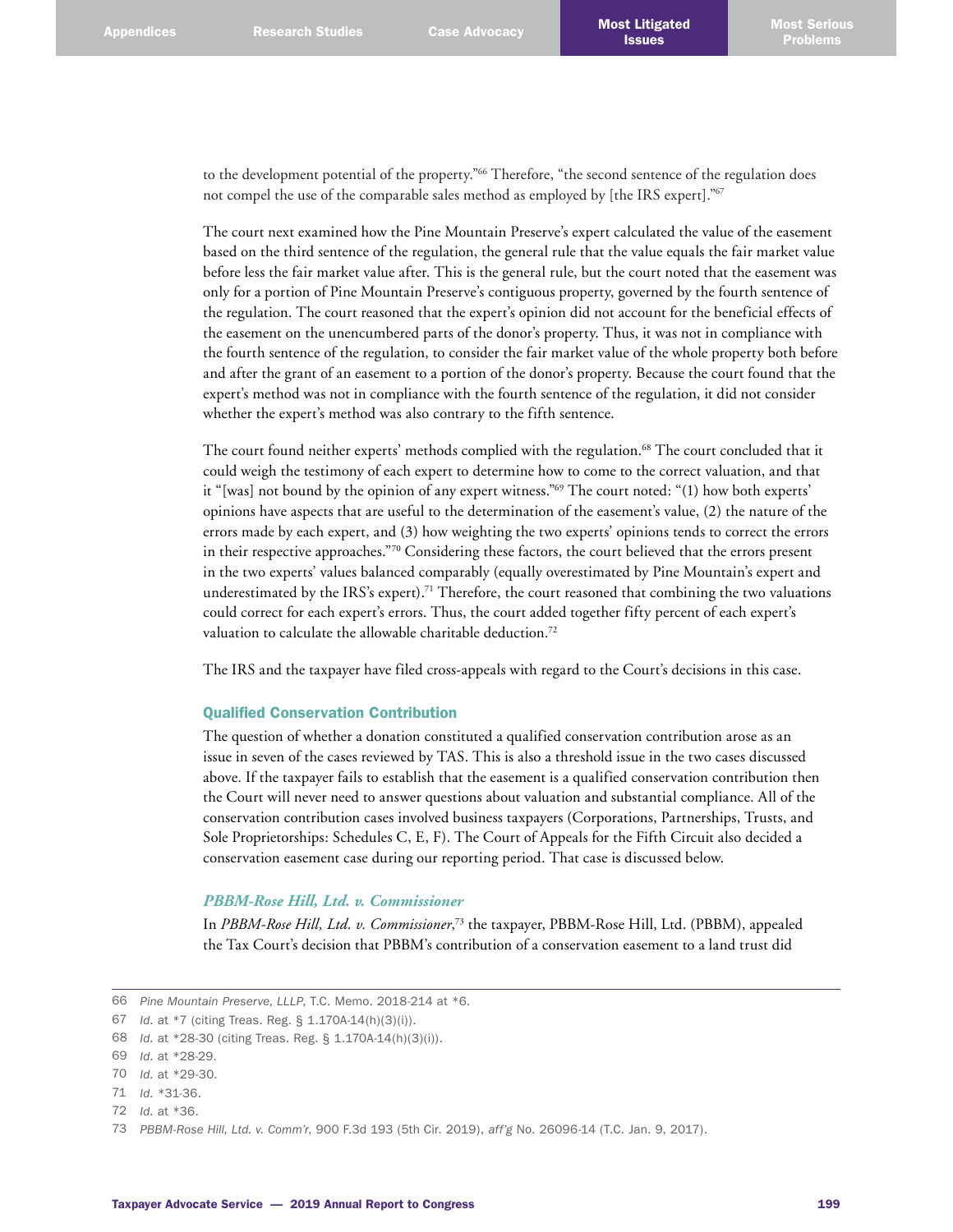to the development potential of the property."[66] Therefore, "the second sentence of the regulation does not compel the use of the comparable sales method as employed by [the IRS expert]."[67]

The court next examined how the Pine Mountain Preserve's expert calculated the value of the easement based on the third sentence of the regulation, the general rule that the value equals the fair market value before less the fair market value after. This is the general rule, but the court noted that the easement was only for a portion of Pine Mountain Preserve's contiguous property, governed by the fourth sentence of the regulation. The court reasoned that the expert's opinion did not account for the beneficial effects of the easement on the unencumbered parts of the donor's property. Thus, it was not in compliance with the fourth sentence of the regulation, to consider the fair market value of the whole property both before and after the grant of an easement to a portion of the donor's property. Because the court found that the expert's method was not in compliance with the fourth sentence of the regulation, it did not consider whether the expert's method was also contrary to the fifth sentence.

The court found neither experts' methods complied with the regulation.[68] The court concluded that it could weigh the testimony of each expert to determine how to come to the correct valuation, and that it "[was] not bound by the opinion of any expert witness."[69] The court noted: "(1) how both experts' opinions have aspects that are useful to the determination of the easement's value, (2) the nature of the errors made by each expert, and (3) how weighting the two experts' opinions tends to correct the errors in their respective approaches."[70] Considering these factors, the court believed that the errors present in the two experts' values balanced comparably (equally overestimated by Pine Mountain's expert and underestimated by the IRS's expert).[71] Therefore, the court reasoned that combining the two valuations could correct for each expert's errors. Thus, the court added together fifty percent of each expert's valuation to calculate the allowable charitable deduction.[72]

The IRS and the taxpayer have filed cross-appeals with regard to the Court's decisions in this case.

### Qualified Conservation Contribution

The question of whether a donation constituted a qualified conservation contribution arose as an issue in seven of the cases reviewed by TAS. This is also a threshold issue in the two cases discussed above. If the taxpayer fails to establish that the easement is a qualified conservation contribution then the Court will never need to answer questions about valuation and substantial compliance. All of the conservation contribution cases involved business taxpayers (Corporations, Partnerships, Trusts, and Sole Proprietorships: Schedules C, E, F). The Court of Appeals for the Fifth Circuit also decided a conservation easement case during our reporting period. That case is discussed below.

#### *PBBM-Rose Hill, Ltd. v. Commissioner*

In *PBBM-Rose Hill, Ltd. v. Commissioner*,[73] the taxpayer, PBBM-Rose Hill, Ltd. (PBBM), appealed the Tax Court's decision that PBBM's contribution of a conservation easement to a land trust did

---

66 *Pine Mountain Preserve, LLLP*, T.C. Memo. 2018-214 at *6.

67 *Id.* at *7 (citing Treas. Reg. § 1.170A-14(h)(3)(i)).

68 *Id.* at *28-30 (citing Treas. Reg. § 1.170A-14(h)(3)(i)).

69 *Id.* at *28-29.

70 *Id.* at *29-30.

71 *Id.* *31-36.

72 *Id.* at *36.

73 *PBBM-Rose Hill, Ltd. v. Comm'r*, 900 F.3d 193 (5th Cir. 2019), *aff'g* No. 26096-14 (T.C. Jan. 9, 2017).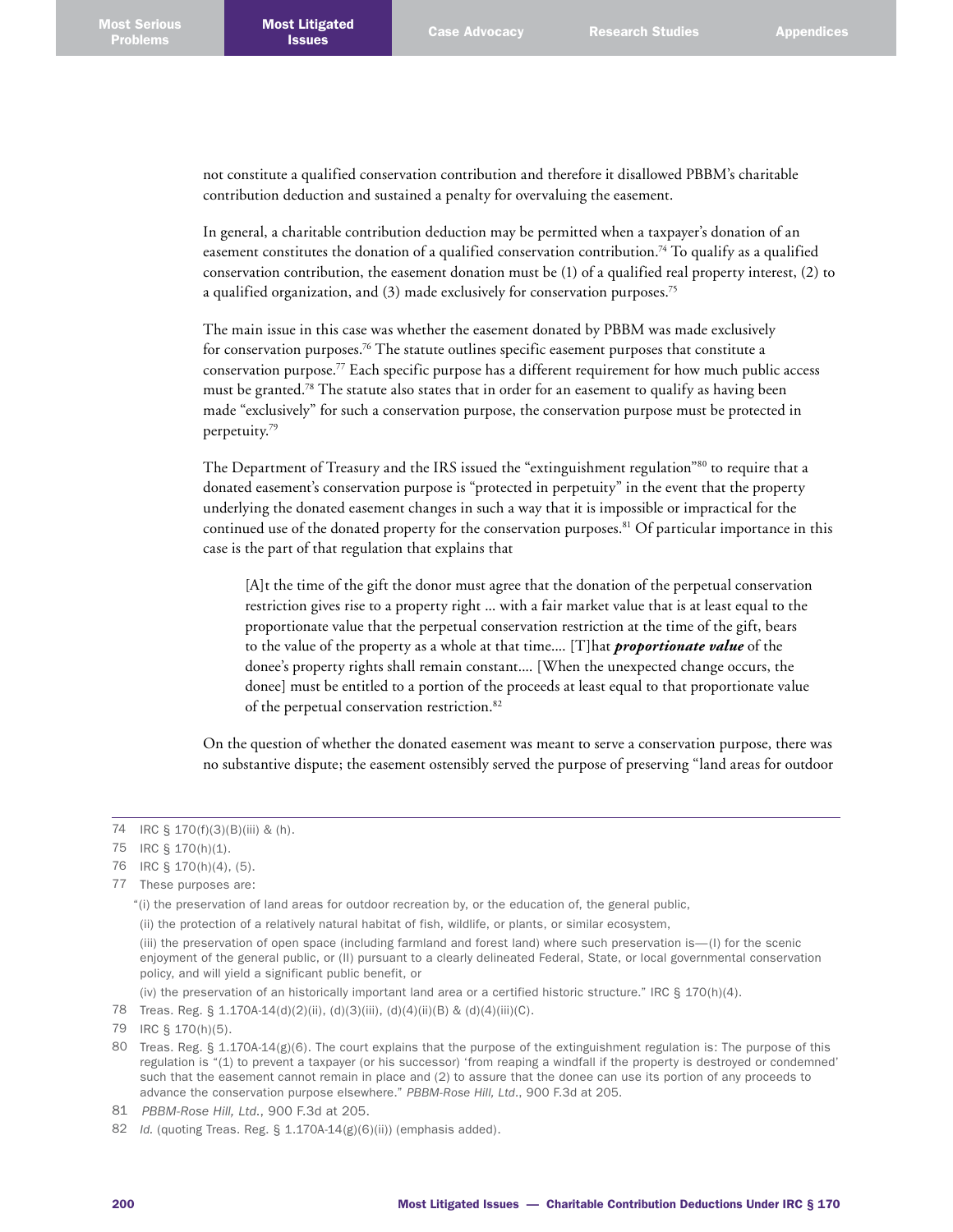not constitute a qualified conservation contribution and therefore it disallowed PBBM's charitable contribution deduction and sustained a penalty for overvaluing the easement.

In general, a charitable contribution deduction may be permitted when a taxpayer's donation of an easement constitutes the donation of a qualified conservation contribution.[74] To qualify as a qualified conservation contribution, the easement donation must be (1) of a qualified real property interest, (2) to a qualified organization, and (3) made exclusively for conservation purposes.[75]

The main issue in this case was whether the easement donated by PBBM was made exclusively for conservation purposes.[76] The statute outlines specific easement purposes that constitute a conservation purpose.[77] Each specific purpose has a different requirement for how much public access must be granted.[78] The statute also states that in order for an easement to qualify as having been made "exclusively" for such a conservation purpose, the conservation purpose must be protected in perpetuity.[79]

The Department of Treasury and the IRS issued the "extinguishment regulation"[80] to require that a donated easement's conservation purpose is "protected in perpetuity" in the event that the property underlying the donated easement changes in such a way that it is impossible or impractical for the continued use of the donated property for the conservation purposes.[81] Of particular importance in this case is the part of that regulation that explains that

> [A]t the time of the gift the donor must agree that the donation of the perpetual conservation restriction gives rise to a property right ... with a fair market value that is at least equal to the proportionate value that the perpetual conservation restriction at the time of the gift, bears to the value of the property as a whole at that time.... [T]hat ***proportionate value*** of the donee's property rights shall remain constant.... [When the unexpected change occurs, the donee] must be entitled to a portion of the proceeds at least equal to that proportionate value of the perpetual conservation restriction.[82]

On the question of whether the donated easement was meant to serve a conservation purpose, there was no substantive dispute; the easement ostensibly served the purpose of preserving "land areas for outdoor

---

74 IRC § 170(f)(3)(B)(iii) & (h).

75 IRC § 170(h)(1).

76 IRC § 170(h)(4), (5).

77 These purposes are:

"(i) the preservation of land areas for outdoor recreation by, or the education of, the general public,

(ii) the protection of a relatively natural habitat of fish, wildlife, or plants, or similar ecosystem,

(iii) the preservation of open space (including farmland and forest land) where such preservation is—(I) for the scenic enjoyment of the general public, or (II) pursuant to a clearly delineated Federal, State, or local governmental conservation policy, and will yield a significant public benefit, or

(iv) the preservation of an historically important land area or a certified historic structure." IRC § 170(h)(4).

78 Treas. Reg. § 1.170A-14(d)(2)(ii), (d)(3)(iii), (d)(4)(ii)(B) & (d)(4)(iii)(C).

79 IRC § 170(h)(5).

80 Treas. Reg. § 1.170A-14(g)(6). The court explains that the purpose of the extinguishment regulation is: The purpose of this regulation is "(1) to prevent a taxpayer (or his successor) 'from reaping a windfall if the property is destroyed or condemned' such that the easement cannot remain in place and (2) to assure that the donee can use its portion of any proceeds to advance the conservation purpose elsewhere." *PBBM-Rose Hill, Ltd.*, 900 F.3d at 205.

81 *PBBM-Rose Hill, Ltd.*, 900 F.3d at 205.

82 *Id.* (quoting Treas. Reg. § 1.170A-14(g)(6)(ii)) (emphasis added).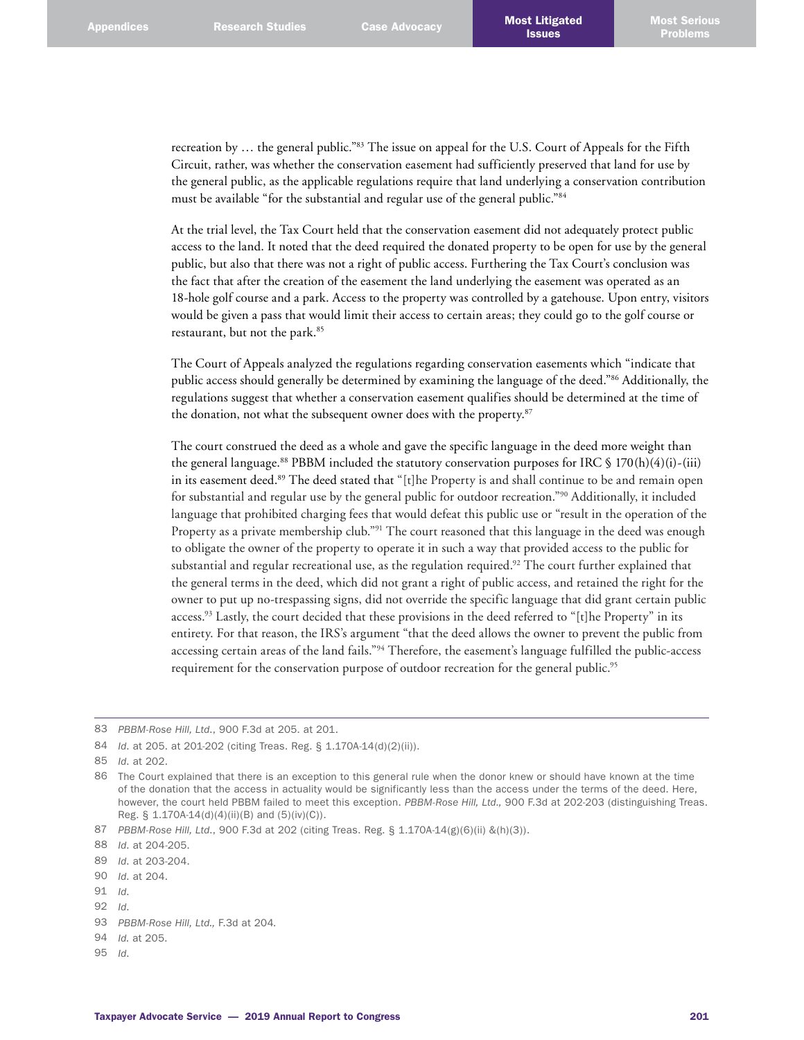recreation by … the general public."[83] The issue on appeal for the U.S. Court of Appeals for the Fifth Circuit, rather, was whether the conservation easement had sufficiently preserved that land for use by the general public, as the applicable regulations require that land underlying a conservation contribution must be available "for the substantial and regular use of the general public."[84]

At the trial level, the Tax Court held that the conservation easement did not adequately protect public access to the land. It noted that the deed required the donated property to be open for use by the general public, but also that there was not a right of public access. Furthering the Tax Court's conclusion was the fact that after the creation of the easement the land underlying the easement was operated as an 18-hole golf course and a park. Access to the property was controlled by a gatehouse. Upon entry, visitors would be given a pass that would limit their access to certain areas; they could go to the golf course or restaurant, but not the park.[85]

The Court of Appeals analyzed the regulations regarding conservation easements which "indicate that public access should generally be determined by examining the language of the deed."[86] Additionally, the regulations suggest that whether a conservation easement qualifies should be determined at the time of the donation, not what the subsequent owner does with the property.[87]

The court construed the deed as a whole and gave the specific language in the deed more weight than the general language.[88] PBBM included the statutory conservation purposes for IRC § 170(h)(4)(i)-(iii) in its easement deed.[89] The deed stated that "[t]he Property is and shall continue to be and remain open for substantial and regular use by the general public for outdoor recreation."[90] Additionally, it included language that prohibited charging fees that would defeat this public use or "result in the operation of the Property as a private membership club."[91] The court reasoned that this language in the deed was enough to obligate the owner of the property to operate it in such a way that provided access to the public for substantial and regular recreational use, as the regulation required.[92] The court further explained that the general terms in the deed, which did not grant a right of public access, and retained the right for the owner to put up no-trespassing signs, did not override the specific language that did grant certain public access.[93] Lastly, the court decided that these provisions in the deed referred to "[t]he Property" in its entirety. For that reason, the IRS's argument "that the deed allows the owner to prevent the public from accessing certain areas of the land fails."[94] Therefore, the easement's language fulfilled the public-access requirement for the conservation purpose of outdoor recreation for the general public.[95]

---

83 *PBBM-Rose Hill, Ltd.*, 900 F.3d at 205. at 201.

84 *Id.* at 205. at 201-202 (citing Treas. Reg. § 1.170A-14(d)(2)(ii)).

85 *Id.* at 202.

86 The Court explained that there is an exception to this general rule when the donor knew or should have known at the time of the donation that the access in actuality would be significantly less than the access under the terms of the deed. Here, however, the court held PBBM failed to meet this exception. *PBBM-Rose Hill, Ltd.,* 900 F.3d at 202-203 (distinguishing Treas. Reg. § 1.170A-14(d)(4)(ii)(B) and (5)(iv)(C)).

87 *PBBM-Rose Hill, Ltd.*, 900 F.3d at 202 (citing Treas. Reg. § 1.170A-14(g)(6)(ii) &(h)(3)).

88 *Id.* at 204-205.

89 *Id.* at 203-204.

90 *Id.* at 204.

91 *Id.*

92 *Id.*

93 *PBBM-Rose Hill, Ltd.,* F.3d at 204.

94 *Id.* at 205.

95 *Id.*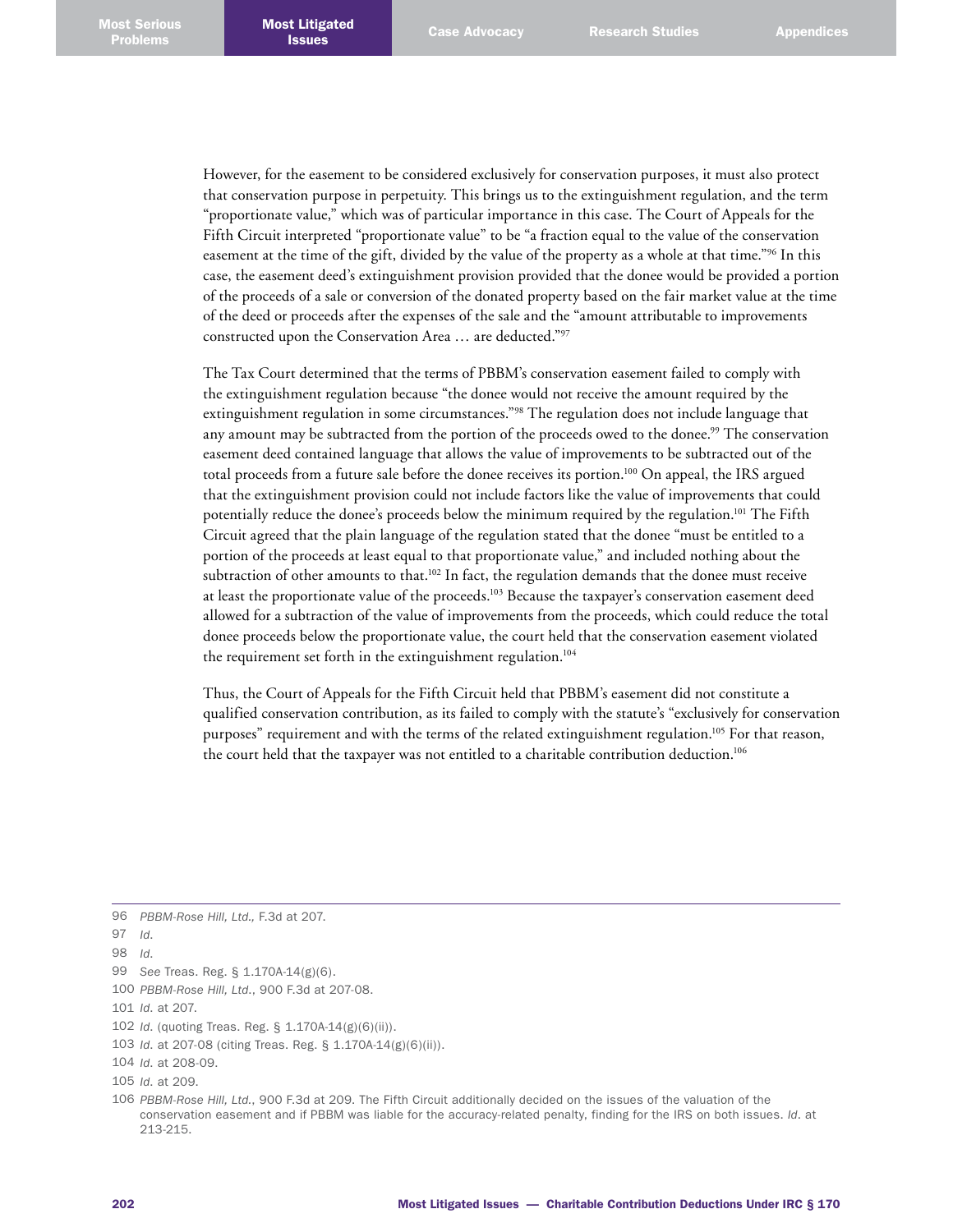However, for the easement to be considered exclusively for conservation purposes, it must also protect that conservation purpose in perpetuity. This brings us to the extinguishment regulation, and the term "proportionate value," which was of particular importance in this case. The Court of Appeals for the Fifth Circuit interpreted "proportionate value" to be "a fraction equal to the value of the conservation easement at the time of the gift, divided by the value of the property as a whole at that time."[96] In this case, the easement deed's extinguishment provision provided that the donee would be provided a portion of the proceeds of a sale or conversion of the donated property based on the fair market value at the time of the deed or proceeds after the expenses of the sale and the "amount attributable to improvements constructed upon the Conservation Area … are deducted."[97]

The Tax Court determined that the terms of PBBM's conservation easement failed to comply with the extinguishment regulation because "the donee would not receive the amount required by the extinguishment regulation in some circumstances."[98] The regulation does not include language that any amount may be subtracted from the portion of the proceeds owed to the donee.[99] The conservation easement deed contained language that allows the value of improvements to be subtracted out of the total proceeds from a future sale before the donee receives its portion.[100] On appeal, the IRS argued that the extinguishment provision could not include factors like the value of improvements that could potentially reduce the donee's proceeds below the minimum required by the regulation.[101] The Fifth Circuit agreed that the plain language of the regulation stated that the donee "must be entitled to a portion of the proceeds at least equal to that proportionate value," and included nothing about the subtraction of other amounts to that.[102] In fact, the regulation demands that the donee must receive at least the proportionate value of the proceeds.[103] Because the taxpayer's conservation easement deed allowed for a subtraction of the value of improvements from the proceeds, which could reduce the total donee proceeds below the proportionate value, the court held that the conservation easement violated the requirement set forth in the extinguishment regulation.[104]

Thus, the Court of Appeals for the Fifth Circuit held that PBBM's easement did not constitute a qualified conservation contribution, as its failed to comply with the statute's "exclusively for conservation purposes" requirement and with the terms of the related extinguishment regulation.[105] For that reason, the court held that the taxpayer was not entitled to a charitable contribution deduction.[106]

---

96 *PBBM-Rose Hill, Ltd.,* F.3d at 207.

97 *Id.*

98 *Id.*

99 *See* Treas. Reg. § 1.170A-14(g)(6).

100 *PBBM-Rose Hill, Ltd.*, 900 F.3d at 207-08.

101 *Id.* at 207.

102 *Id.* (quoting Treas. Reg. § 1.170A-14(g)(6)(ii)).

103 *Id.* at 207-08 (citing Treas. Reg. § 1.170A-14(g)(6)(ii)).

104 *Id.* at 208-09.

105 *Id.* at 209.

106 *PBBM-Rose Hill, Ltd.*, 900 F.3d at 209. The Fifth Circuit additionally decided on the issues of the valuation of the conservation easement and if PBBM was liable for the accuracy-related penalty, finding for the IRS on both issues. *Id.* at 213-215.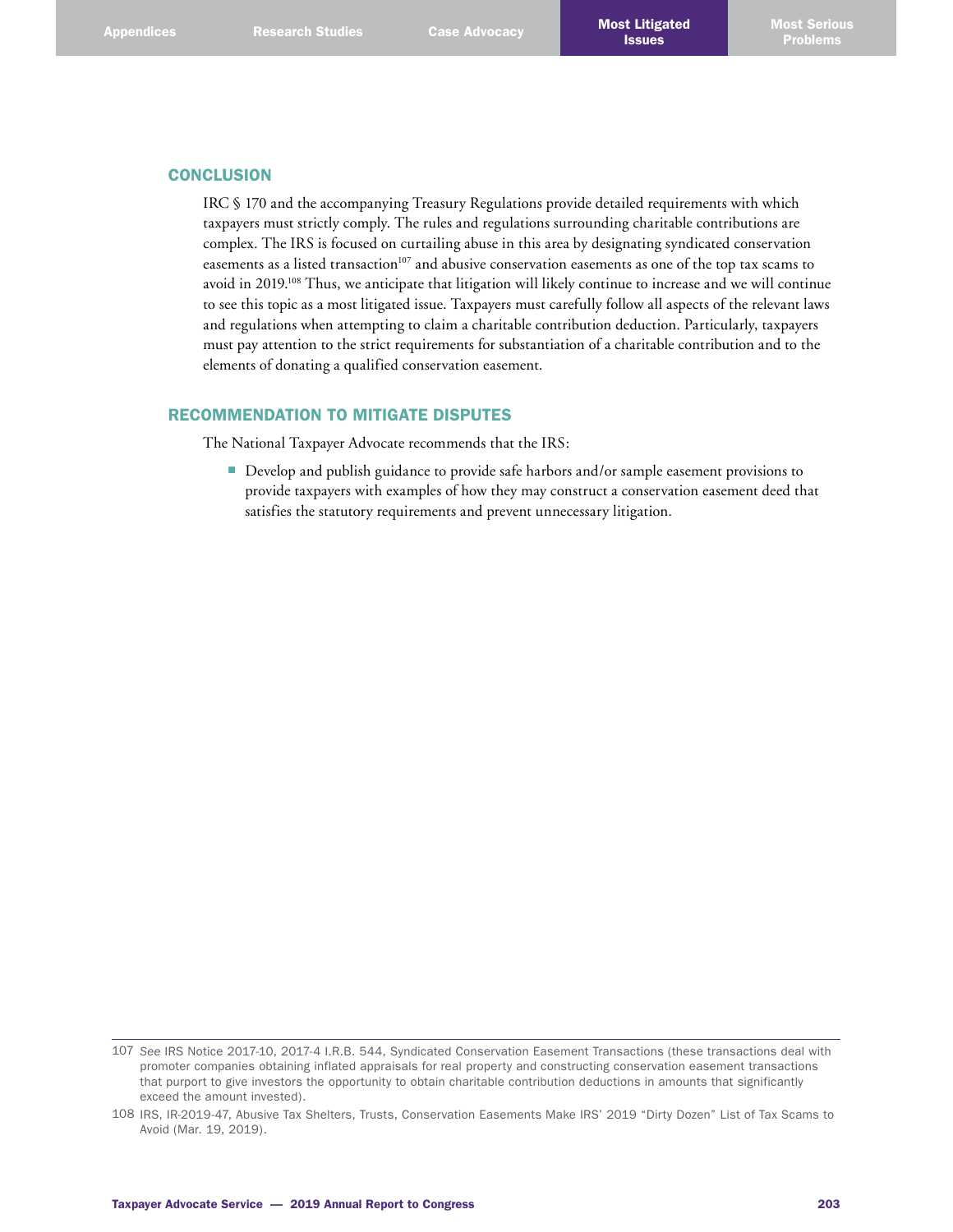## CONCLUSION

IRC § 170 and the accompanying Treasury Regulations provide detailed requirements with which taxpayers must strictly comply. The rules and regulations surrounding charitable contributions are complex. The IRS is focused on curtailing abuse in this area by designating syndicated conservation easements as a listed transaction[107] and abusive conservation easements as one of the top tax scams to avoid in 2019.[108] Thus, we anticipate that litigation will likely continue to increase and we will continue to see this topic as a most litigated issue. Taxpayers must carefully follow all aspects of the relevant laws and regulations when attempting to claim a charitable contribution deduction. Particularly, taxpayers must pay attention to the strict requirements for substantiation of a charitable contribution and to the elements of donating a qualified conservation easement.

## RECOMMENDATION TO MITIGATE DISPUTES

The National Taxpayer Advocate recommends that the IRS:

- Develop and publish guidance to provide safe harbors and/or sample easement provisions to provide taxpayers with examples of how they may construct a conservation easement deed that satisfies the statutory requirements and prevent unnecessary litigation.

---

107 *See* IRS Notice 2017-10, 2017-4 I.R.B. 544, Syndicated Conservation Easement Transactions (these transactions deal with promoter companies obtaining inflated appraisals for real property and constructing conservation easement transactions that purport to give investors the opportunity to obtain charitable contribution deductions in amounts that significantly exceed the amount invested).

108 IRS, IR-2019-47, Abusive Tax Shelters, Trusts, Conservation Easements Make IRS' 2019 "Dirty Dozen" List of Tax Scams to Avoid (Mar. 19, 2019).